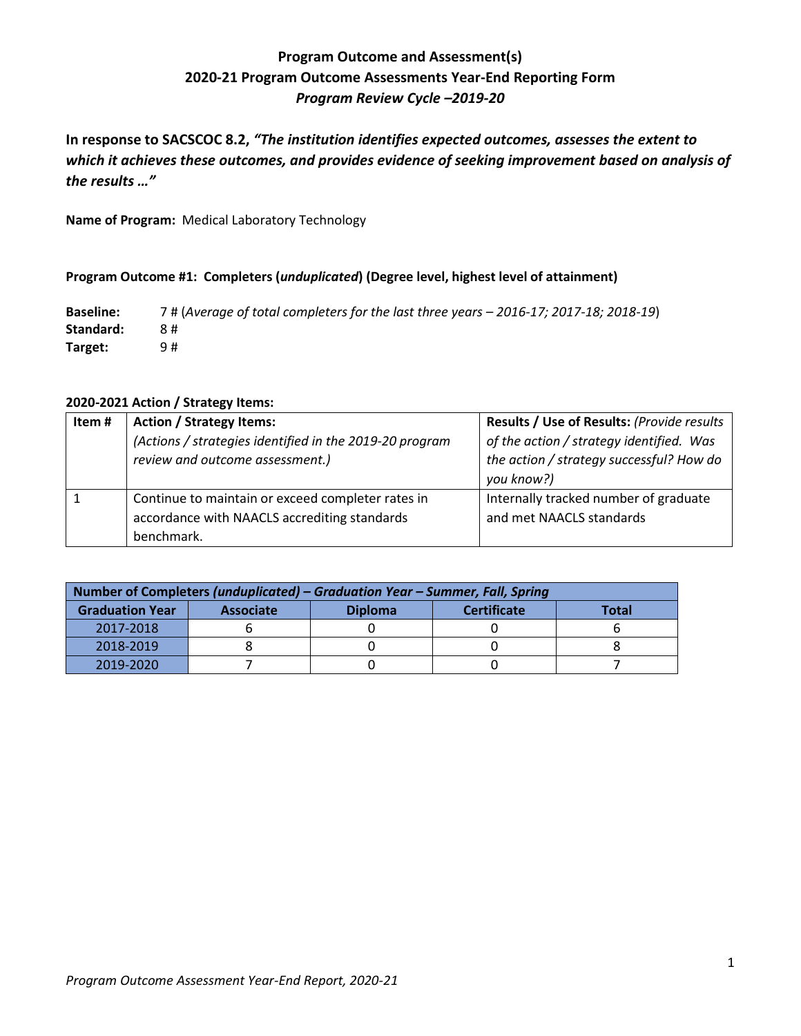# Program Outcome and Assessment(s)
## 2020-21 Program Outcome Assessments Year-End Reporting Form
### *Program Review Cycle –2019-20*

**In response to SACSCOC 8.2, *"The institution identifies expected outcomes, assesses the extent to which it achieves these outcomes, and provides evidence of seeking improvement based on analysis of the results …"***

**Name of Program:** Medical Laboratory Technology

**Program Outcome #1: Completers (*unduplicated*) (Degree level, highest level of attainment)**

**Baseline:** 7 # (*Average of total completers for the last three years – 2016-17; 2017-18; 2018-19*)
**Standard:** 8 #
**Target:** 9 #

**2020-2021 Action / Strategy Items:**

| Item # | **Action / Strategy Items:** *(Actions / strategies identified in the 2019-20 program review and outcome assessment.)* | **Results / Use of Results:** *(Provide results of the action / strategy identified. Was the action / strategy successful? How do you know?)* |
|---|---|---|
| 1 | Continue to maintain or exceed completer rates in accordance with NAACLS accrediting standards benchmark. | Internally tracked number of graduate and met NAACLS standards |

| Number of Completers *(unduplicated) – Graduation Year – Summer, Fall, Spring* | | | | |
|---|---|---|---|---|
| **Graduation Year** | **Associate** | **Diploma** | **Certificate** | **Total** |
| 2017-2018 | 6 | 0 | 0 | 6 |
| 2018-2019 | 8 | 0 | 0 | 8 |
| 2019-2020 | 7 | 0 | 0 | 7 |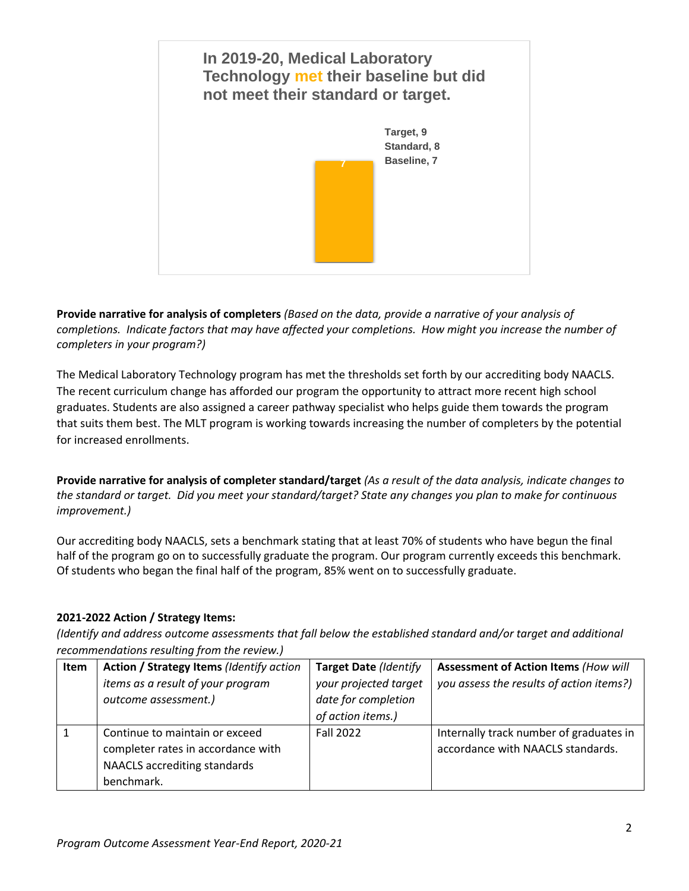**In 2019-20, Medical Laboratory Technology met their baseline but did not meet their standard or target.**

7

Target, 9
Standard, 8
Baseline, 7

**Provide narrative for analysis of completers** *(Based on the data, provide a narrative of your analysis of completions. Indicate factors that may have affected your completions. How might you increase the number of completers in your program?)*

The Medical Laboratory Technology program has met the thresholds set forth by our accrediting body NAACLS. The recent curriculum change has afforded our program the opportunity to attract more recent high school graduates. Students are also assigned a career pathway specialist who helps guide them towards the program that suits them best. The MLT program is working towards increasing the number of completers by the potential for increased enrollments.

**Provide narrative for analysis of completer standard/target** *(As a result of the data analysis, indicate changes to the standard or target. Did you meet your standard/target? State any changes you plan to make for continuous improvement.)*

Our accrediting body NAACLS, sets a benchmark stating that at least 70% of students who have begun the final half of the program go on to successfully graduate the program. Our program currently exceeds this benchmark. Of students who began the final half of the program, 85% went on to successfully graduate.

**2021-2022 Action / Strategy Items:**

*(Identify and address outcome assessments that fall below the established standard and/or target and additional recommendations resulting from the review.)*

| Item | Action / Strategy Items *(Identify action items as a result of your program outcome assessment.)* | Target Date *(Identify your projected target date for completion of action items.)* | Assessment of Action Items *(How will you assess the results of action items?)* |
|---|---|---|---|
| 1 | Continue to maintain or exceed completer rates in accordance with NAACLS accrediting standards benchmark. | Fall 2022 | Internally track number of graduates in accordance with NAACLS standards. |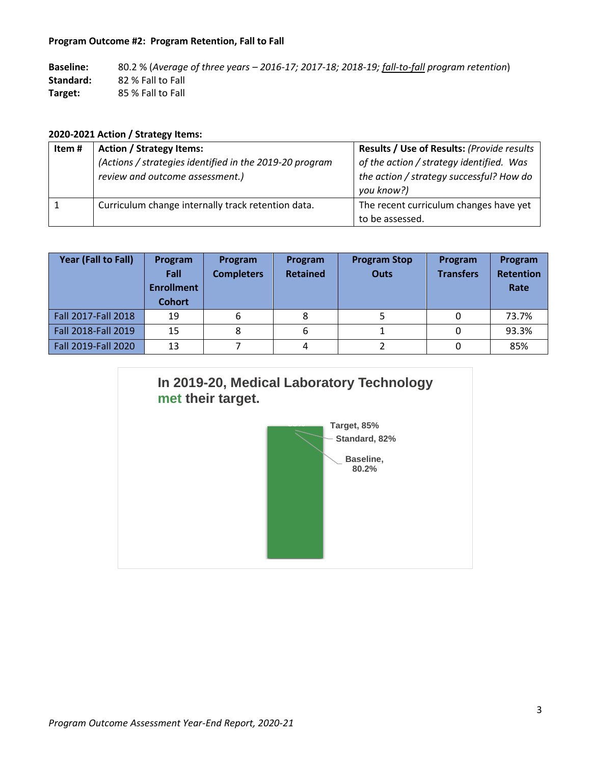**Program Outcome #2: Program Retention, Fall to Fall**

**Baseline:** 80.2 % (*Average of three years – 2016-17; 2017-18; 2018-19; fall-to-fall program retention*)
**Standard:** 82 % Fall to Fall
**Target:** 85 % Fall to Fall

**2020-2021 Action / Strategy Items:**

| Item # | **Action / Strategy Items:** *(Actions / strategies identified in the 2019-20 program review and outcome assessment.)* | **Results / Use of Results:** *(Provide results of the action / strategy identified. Was the action / strategy successful? How do you know?)* |
|---|---|---|
| 1 | Curriculum change internally track retention data. | The recent curriculum changes have yet to be assessed. |

| Year (Fall to Fall) | Program Fall Enrollment Cohort | Program Completers | Program Retained | Program Stop Outs | Program Transfers | Program Retention Rate |
|---|---|---|---|---|---|---|
| Fall 2017-Fall 2018 | 19 | 6 | 8 | 5 | 0 | 73.7% |
| Fall 2018-Fall 2019 | 15 | 8 | 6 | 1 | 0 | 93.3% |
| Fall 2019-Fall 2020 | 13 | 7 | 4 | 2 | 0 | 85% |

In 2019-20, Medical Laboratory Technology met their target.

Target, 85%
Standard, 82%
Baseline, 80.2%

*Program Outcome Assessment Year-End Report, 2020-21*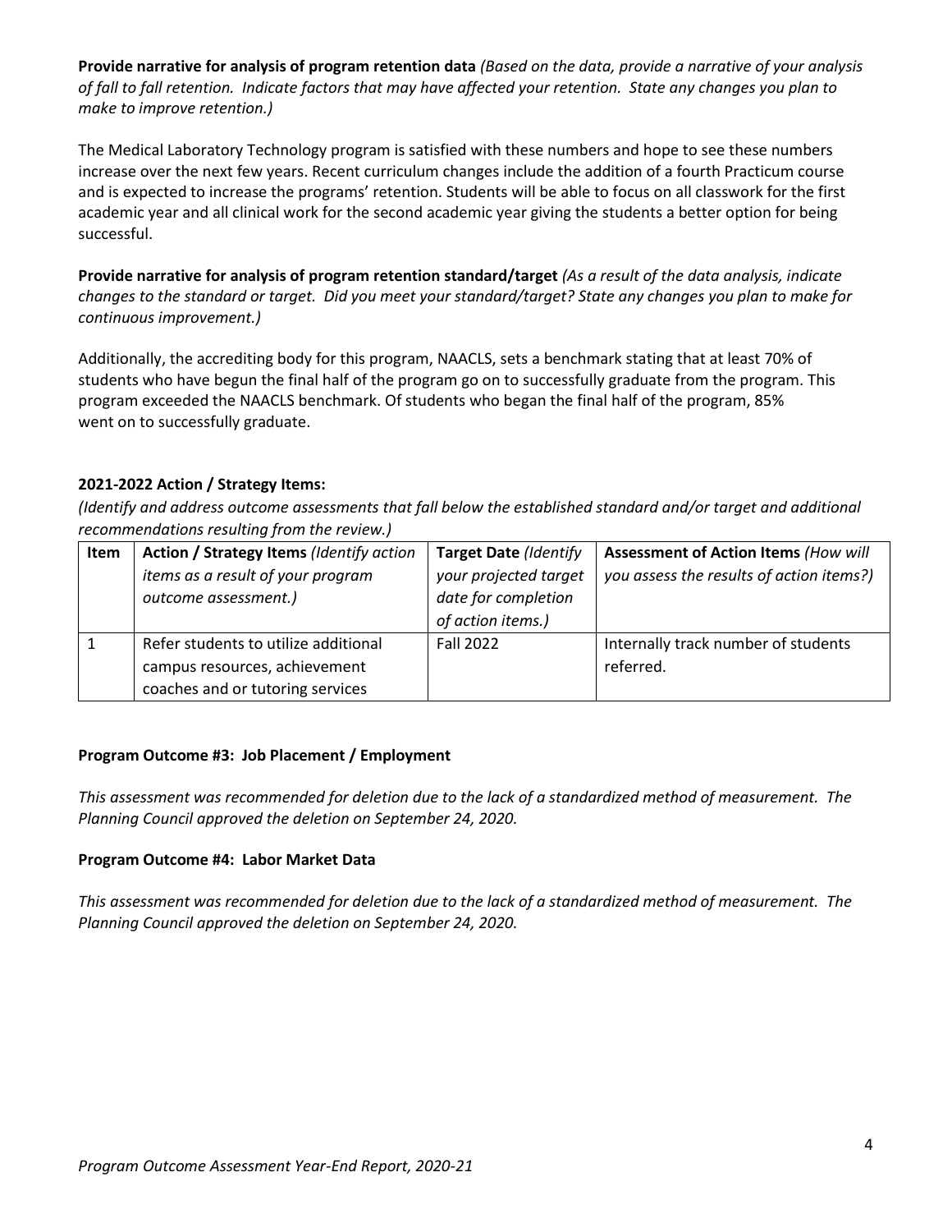**Provide narrative for analysis of program retention data** *(Based on the data, provide a narrative of your analysis of fall to fall retention. Indicate factors that may have affected your retention. State any changes you plan to make to improve retention.)*

The Medical Laboratory Technology program is satisfied with these numbers and hope to see these numbers increase over the next few years. Recent curriculum changes include the addition of a fourth Practicum course and is expected to increase the programs' retention. Students will be able to focus on all classwork for the first academic year and all clinical work for the second academic year giving the students a better option for being successful.

**Provide narrative for analysis of program retention standard/target** *(As a result of the data analysis, indicate changes to the standard or target. Did you meet your standard/target? State any changes you plan to make for continuous improvement.)*

Additionally, the accrediting body for this program, NAACLS, sets a benchmark stating that at least 70% of students who have begun the final half of the program go on to successfully graduate from the program. This program exceeded the NAACLS benchmark. Of students who began the final half of the program, 85% went on to successfully graduate.

**2021-2022 Action / Strategy Items:**

*(Identify and address outcome assessments that fall below the established standard and/or target and additional recommendations resulting from the review.)*

| **Item** | **Action / Strategy Items** *(Identify action items as a result of your program outcome assessment.)* | **Target Date** *(Identify your projected target date for completion of action items.)* | **Assessment of Action Items** *(How will you assess the results of action items?)* |
|---|---|---|---|
| 1 | Refer students to utilize additional campus resources, achievement coaches and or tutoring services | Fall 2022 | Internally track number of students referred. |

**Program Outcome #3: Job Placement / Employment**

*This assessment was recommended for deletion due to the lack of a standardized method of measurement. The Planning Council approved the deletion on September 24, 2020.*

**Program Outcome #4: Labor Market Data**

*This assessment was recommended for deletion due to the lack of a standardized method of measurement. The Planning Council approved the deletion on September 24, 2020.*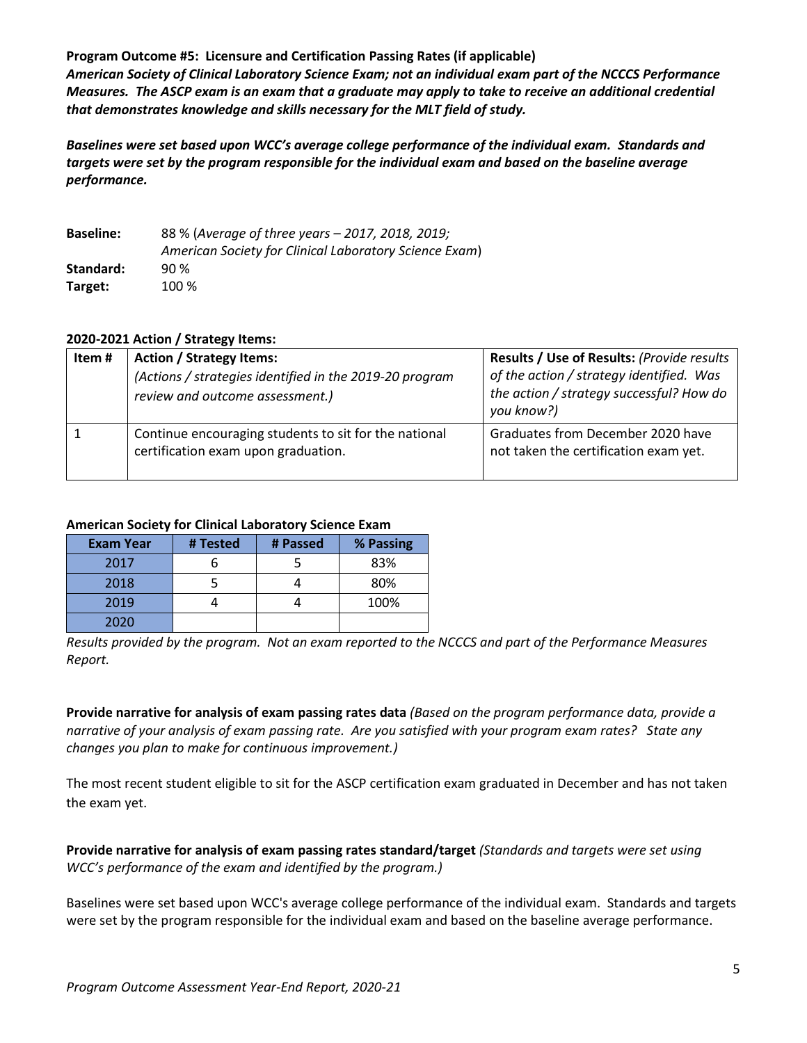**Program Outcome #5: Licensure and Certification Passing Rates (if applicable)**
***American Society of Clinical Laboratory Science Exam; not an individual exam part of the NCCCS Performance Measures. The ASCP exam is an exam that a graduate may apply to take to receive an additional credential that demonstrates knowledge and skills necessary for the MLT field of study.***

***Baselines were set based upon WCC's average college performance of the individual exam. Standards and targets were set by the program responsible for the individual exam and based on the baseline average performance.***

**Baseline:** 88 % (*Average of three years – 2017, 2018, 2019; American Society for Clinical Laboratory Science Exam*)
**Standard:** 90 %
**Target:** 100 %

**2020-2021 Action / Strategy Items:**

| Item # | **Action / Strategy Items:** *(Actions / strategies identified in the 2019-20 program review and outcome assessment.)* | **Results / Use of Results:** *(Provide results of the action / strategy identified. Was the action / strategy successful? How do you know?)* |
|---|---|---|
| 1 | Continue encouraging students to sit for the national certification exam upon graduation. | Graduates from December 2020 have not taken the certification exam yet. |

**American Society for Clinical Laboratory Science Exam**

| Exam Year | # Tested | # Passed | % Passing |
|---|---|---|---|
| 2017 | 6 | 5 | 83% |
| 2018 | 5 | 4 | 80% |
| 2019 | 4 | 4 | 100% |
| 2020 | | | |

*Results provided by the program. Not an exam reported to the NCCCS and part of the Performance Measures Report.*

**Provide narrative for analysis of exam passing rates data** *(Based on the program performance data, provide a narrative of your analysis of exam passing rate. Are you satisfied with your program exam rates? State any changes you plan to make for continuous improvement.)*

The most recent student eligible to sit for the ASCP certification exam graduated in December and has not taken the exam yet.

**Provide narrative for analysis of exam passing rates standard/target** *(Standards and targets were set using WCC's performance of the exam and identified by the program.)*

Baselines were set based upon WCC's average college performance of the individual exam. Standards and targets were set by the program responsible for the individual exam and based on the baseline average performance.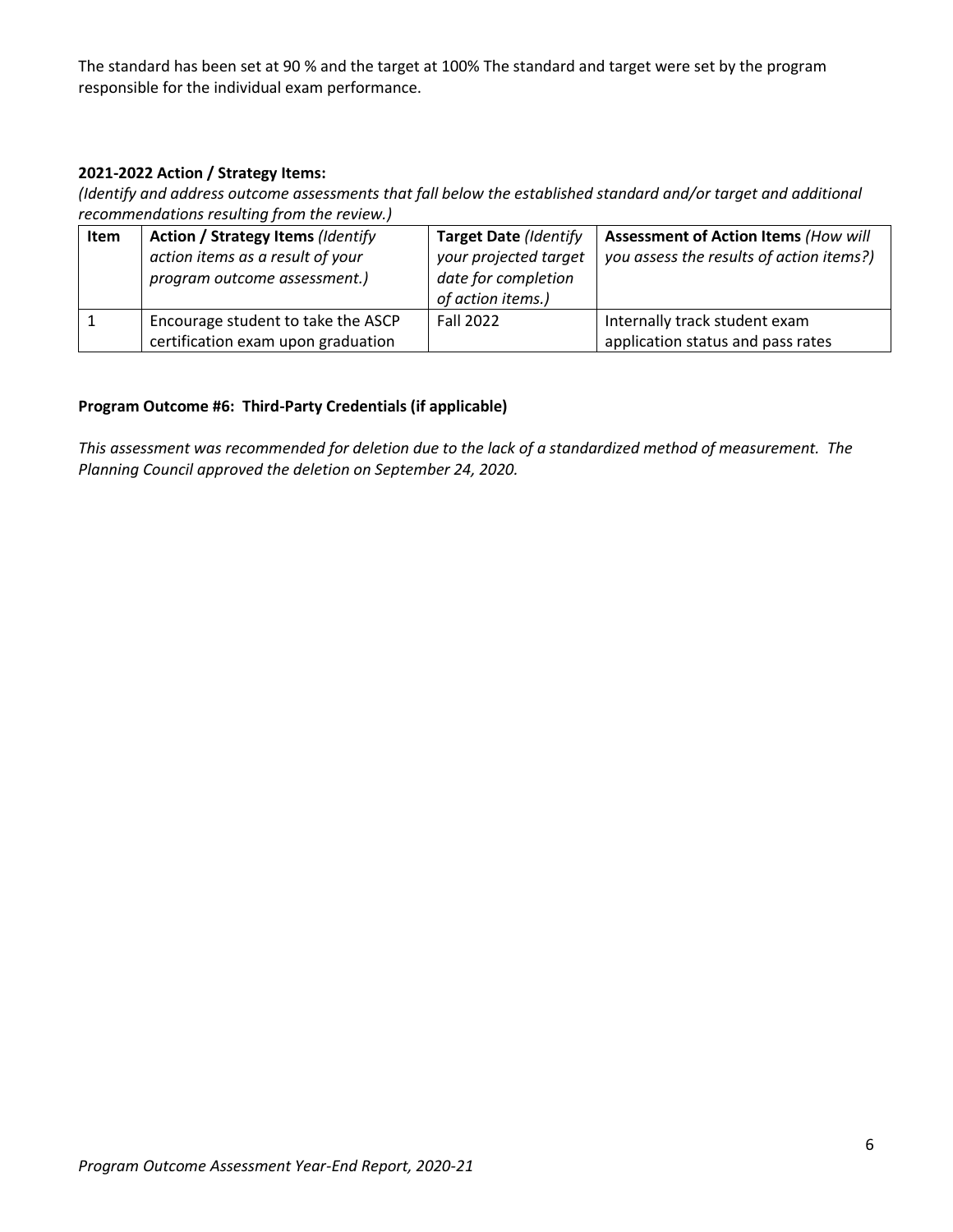The standard has been set at 90 % and the target at 100% The standard and target were set by the program responsible for the individual exam performance.

**2021-2022 Action / Strategy Items:**

*(Identify and address outcome assessments that fall below the established standard and/or target and additional recommendations resulting from the review.)*

| Item | **Action / Strategy Items** *(Identify action items as a result of your program outcome assessment.)* | **Target Date** *(Identify your projected target date for completion of action items.)* | **Assessment of Action Items** *(How will you assess the results of action items?)* |
|---|---|---|---|
| 1 | Encourage student to take the ASCP certification exam upon graduation | Fall 2022 | Internally track student exam application status and pass rates |

**Program Outcome #6: Third-Party Credentials (if applicable)**

*This assessment was recommended for deletion due to the lack of a standardized method of measurement. The Planning Council approved the deletion on September 24, 2020.*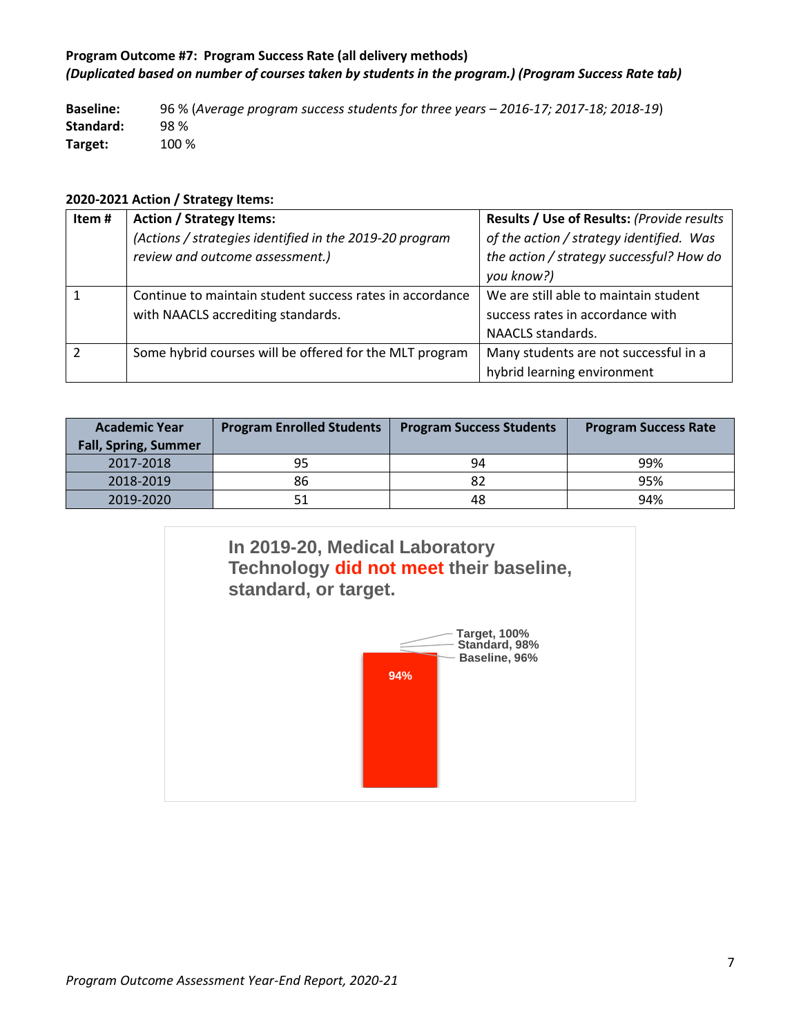**Program Outcome #7: Program Success Rate (all delivery methods)**
***(Duplicated based on number of courses taken by students in the program.) (Program Success Rate tab)***

**Baseline:** 96 % (*Average program success students for three years – 2016-17; 2017-18; 2018-19*)
**Standard:** 98 %
**Target:** 100 %

**2020-2021 Action / Strategy Items:**

| Item # | Action / Strategy Items: *(Actions / strategies identified in the 2019-20 program review and outcome assessment.)* | Results / Use of Results: *(Provide results of the action / strategy identified. Was the action / strategy successful? How do you know?)* |
|---|---|---|
| 1 | Continue to maintain student success rates in accordance with NAACLS accrediting standards. | We are still able to maintain student success rates in accordance with NAACLS standards. |
| 2 | Some hybrid courses will be offered for the MLT program | Many students are not successful in a hybrid learning environment |

| Academic Year Fall, Spring, Summer | Program Enrolled Students | Program Success Students | Program Success Rate |
|---|---|---|---|
| 2017-2018 | 95 | 94 | 99% |
| 2018-2019 | 86 | 82 | 95% |
| 2019-2020 | 51 | 48 | 94% |

In 2019-20, Medical Laboratory Technology did not meet their baseline, standard, or target.

Target, 100%
Standard, 98%
Baseline, 96%
94%

*Program Outcome Assessment Year-End Report, 2020-21*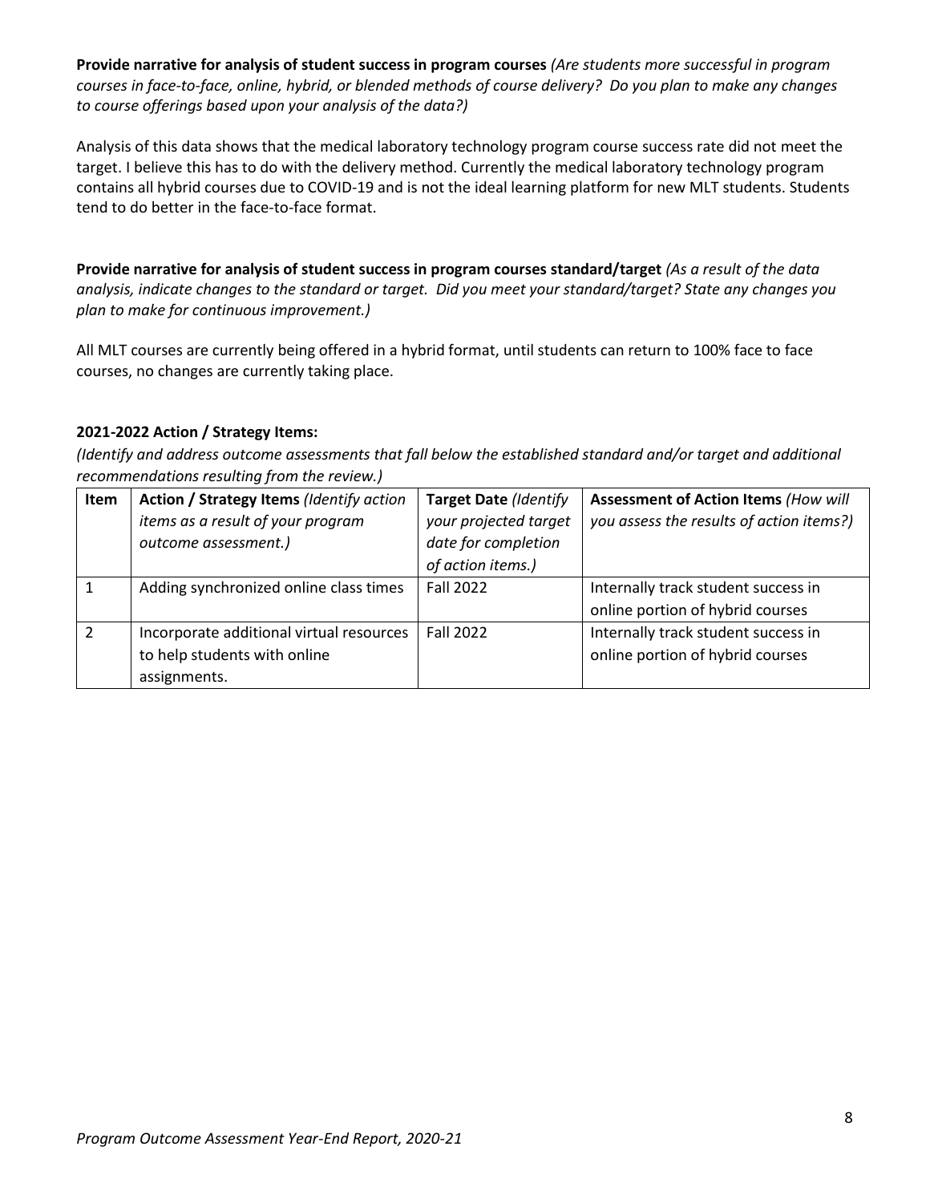**Provide narrative for analysis of student success in program courses** *(Are students more successful in program courses in face-to-face, online, hybrid, or blended methods of course delivery? Do you plan to make any changes to course offerings based upon your analysis of the data?)*

Analysis of this data shows that the medical laboratory technology program course success rate did not meet the target. I believe this has to do with the delivery method. Currently the medical laboratory technology program contains all hybrid courses due to COVID-19 and is not the ideal learning platform for new MLT students. Students tend to do better in the face-to-face format.

**Provide narrative for analysis of student success in program courses standard/target** *(As a result of the data analysis, indicate changes to the standard or target. Did you meet your standard/target? State any changes you plan to make for continuous improvement.)*

All MLT courses are currently being offered in a hybrid format, until students can return to 100% face to face courses, no changes are currently taking place.

**2021-2022 Action / Strategy Items:**

*(Identify and address outcome assessments that fall below the established standard and/or target and additional recommendations resulting from the review.)*

| **Item** | **Action / Strategy Items** *(Identify action items as a result of your program outcome assessment.)* | **Target Date** *(Identify your projected target date for completion of action items.)* | **Assessment of Action Items** *(How will you assess the results of action items?)* |
|---|---|---|---|
| 1 | Adding synchronized online class times | Fall 2022 | Internally track student success in online portion of hybrid courses |
| 2 | Incorporate additional virtual resources to help students with online assignments. | Fall 2022 | Internally track student success in online portion of hybrid courses |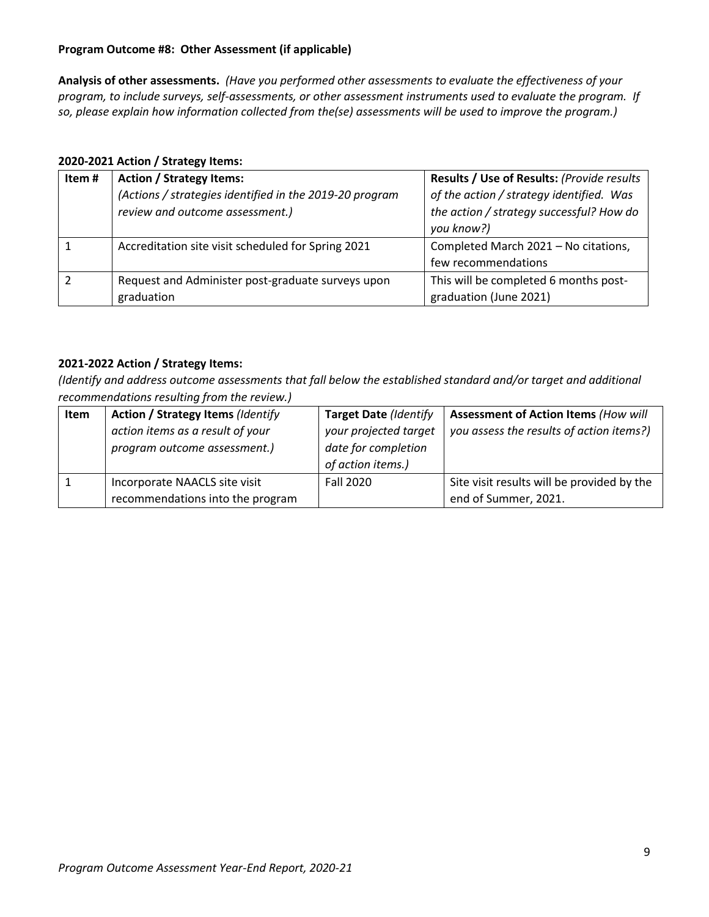**Program Outcome #8: Other Assessment (if applicable)**

**Analysis of other assessments.** *(Have you performed other assessments to evaluate the effectiveness of your program, to include surveys, self-assessments, or other assessment instruments used to evaluate the program. If so, please explain how information collected from the(se) assessments will be used to improve the program.)*

**2020-2021 Action / Strategy Items:**

| Item # | **Action / Strategy Items:** *(Actions / strategies identified in the 2019-20 program review and outcome assessment.)* | **Results / Use of Results:** *(Provide results of the action / strategy identified. Was the action / strategy successful? How do you know?)* |
|---|---|---|
| 1 | Accreditation site visit scheduled for Spring 2021 | Completed March 2021 – No citations, few recommendations |
| 2 | Request and Administer post-graduate surveys upon graduation | This will be completed 6 months post-graduation (June 2021) |

**2021-2022 Action / Strategy Items:**

*(Identify and address outcome assessments that fall below the established standard and/or target and additional recommendations resulting from the review.)*

| Item | **Action / Strategy Items** *(Identify action items as a result of your program outcome assessment.)* | **Target Date** *(Identify your projected target date for completion of action items.)* | **Assessment of Action Items** *(How will you assess the results of action items?)* |
|---|---|---|---|
| 1 | Incorporate NAACLS site visit recommendations into the program | Fall 2020 | Site visit results will be provided by the end of Summer, 2021. |